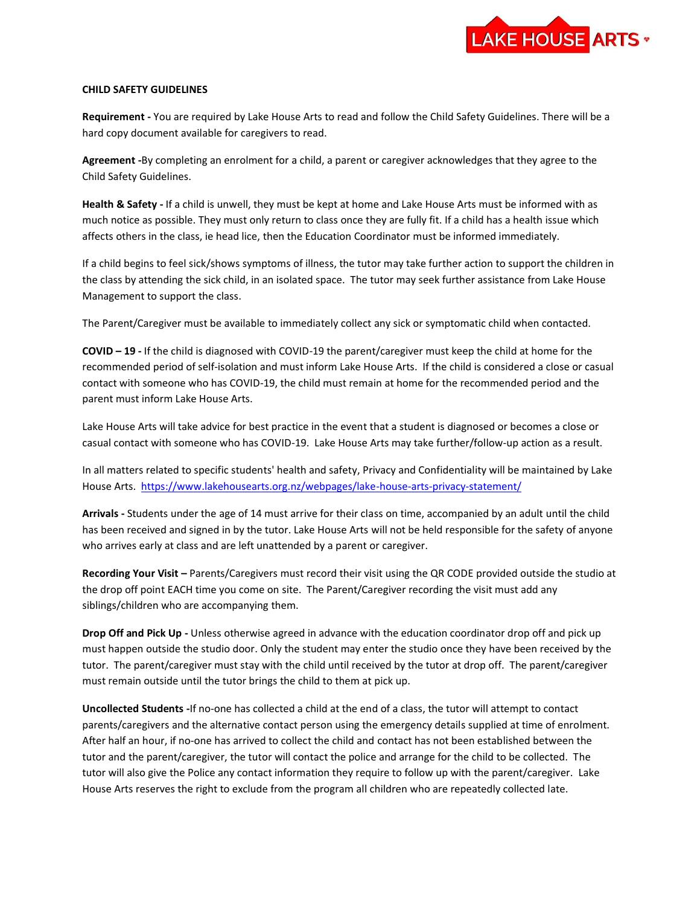# CHILD SAFETY GUIDELINES

**Requirement -** You are required by Lake House Arts to read and follow the Child Safety Guidelines. There will be a hard copy document available for caregivers to read.

**Agreement -**By completing an enrolment for a child, a parent or caregiver acknowledges that they agree to the Child Safety Guidelines.

**Health & Safety -** If a child is unwell, they must be kept at home and Lake House Arts must be informed with as much notice as possible. They must only return to class once they are fully fit. If a child has a health issue which affects others in the class, ie head lice, then the Education Coordinator must be informed immediately.

If a child begins to feel sick/shows symptoms of illness, the tutor may take further action to support the children in the class by attending the sick child, in an isolated space. The tutor may seek further assistance from Lake House Management to support the class.

The Parent/Caregiver must be available to immediately collect any sick or symptomatic child when contacted.

**COVID – 19 -** If the child is diagnosed with COVID-19 the parent/caregiver must keep the child at home for the recommended period of self-isolation and must inform Lake House Arts. If the child is considered a close or casual contact with someone who has COVID-19, the child must remain at home for the recommended period and the parent must inform Lake House Arts.

Lake House Arts will take advice for best practice in the event that a student is diagnosed or becomes a close or casual contact with someone who has COVID-19. Lake House Arts may take further/follow-up action as a result.

In all matters related to specific students' health and safety, Privacy and Confidentiality will be maintained by Lake House Arts. https://www.lakehousearts.org.nz/webpages/lake-house-arts-privacy-statement/

**Arrivals -** Students under the age of 14 must arrive for their class on time, accompanied by an adult until the child has been received and signed in by the tutor. Lake House Arts will not be held responsible for the safety of anyone who arrives early at class and are left unattended by a parent or caregiver.

**Recording Your Visit –** Parents/Caregivers must record their visit using the QR CODE provided outside the studio at the drop off point EACH time you come on site. The Parent/Caregiver recording the visit must add any siblings/children who are accompanying them.

**Drop Off and Pick Up -** Unless otherwise agreed in advance with the education coordinator drop off and pick up must happen outside the studio door. Only the student may enter the studio once they have been received by the tutor. The parent/caregiver must stay with the child until received by the tutor at drop off. The parent/caregiver must remain outside until the tutor brings the child to them at pick up.

**Uncollected Students -**If no-one has collected a child at the end of a class, the tutor will attempt to contact parents/caregivers and the alternative contact person using the emergency details supplied at time of enrolment. After half an hour, if no-one has arrived to collect the child and contact has not been established between the tutor and the parent/caregiver, the tutor will contact the police and arrange for the child to be collected. The tutor will also give the Police any contact information they require to follow up with the parent/caregiver. Lake House Arts reserves the right to exclude from the program all children who are repeatedly collected late.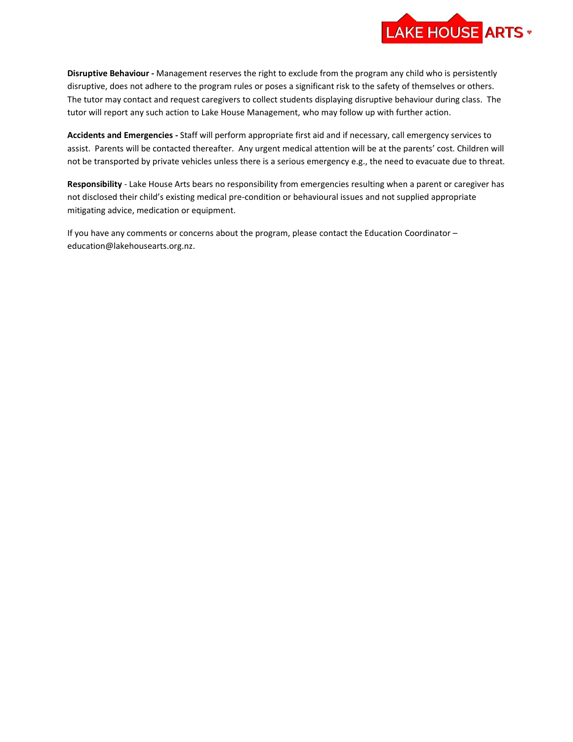**Disruptive Behaviour -** Management reserves the right to exclude from the program any child who is persistently disruptive, does not adhere to the program rules or poses a significant risk to the safety of themselves or others. The tutor may contact and request caregivers to collect students displaying disruptive behaviour during class. The tutor will report any such action to Lake House Management, who may follow up with further action.

**Accidents and Emergencies -** Staff will perform appropriate first aid and if necessary, call emergency services to assist. Parents will be contacted thereafter. Any urgent medical attention will be at the parents' cost. Children will not be transported by private vehicles unless there is a serious emergency e.g., the need to evacuate due to threat.

**Responsibility** - Lake House Arts bears no responsibility from emergencies resulting when a parent or caregiver has not disclosed their child's existing medical pre-condition or behavioural issues and not supplied appropriate mitigating advice, medication or equipment.

If you have any comments or concerns about the program, please contact the Education Coordinator – education@lakehousearts.org.nz.